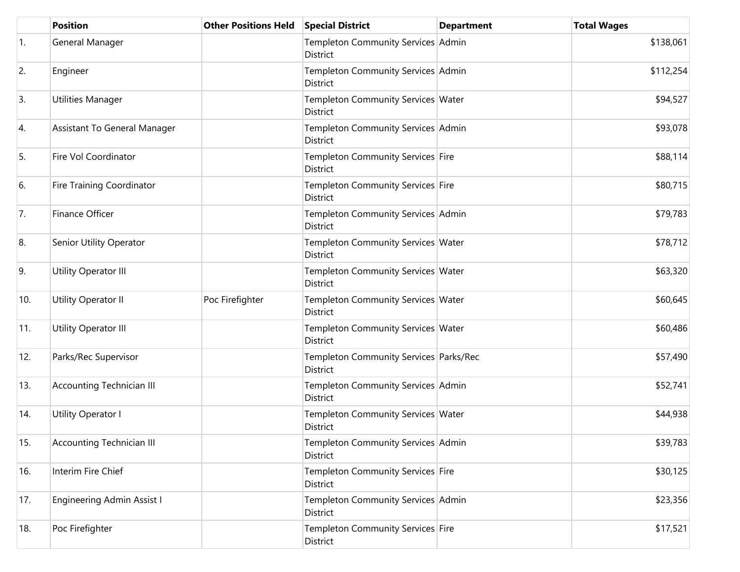| | Position | Other Positions Held | Special District | Department | Total Wages |
|---|---|---|---|---|---|
| 1. | General Manager | | Templeton Community Services District | Admin | $138,061 |
| 2. | Engineer | | Templeton Community Services District | Admin | $112,254 |
| 3. | Utilities Manager | | Templeton Community Services District | Water | $94,527 |
| 4. | Assistant To General Manager | | Templeton Community Services District | Admin | $93,078 |
| 5. | Fire Vol Coordinator | | Templeton Community Services District | Fire | $88,114 |
| 6. | Fire Training Coordinator | | Templeton Community Services District | Fire | $80,715 |
| 7. | Finance Officer | | Templeton Community Services District | Admin | $79,783 |
| 8. | Senior Utility Operator | | Templeton Community Services District | Water | $78,712 |
| 9. | Utility Operator III | | Templeton Community Services District | Water | $63,320 |
| 10. | Utility Operator II | Poc Firefighter | Templeton Community Services District | Water | $60,645 |
| 11. | Utility Operator III | | Templeton Community Services District | Water | $60,486 |
| 12. | Parks/Rec Supervisor | | Templeton Community Services District | Parks/Rec | $57,490 |
| 13. | Accounting Technician III | | Templeton Community Services District | Admin | $52,741 |
| 14. | Utility Operator I | | Templeton Community Services District | Water | $44,938 |
| 15. | Accounting Technician III | | Templeton Community Services District | Admin | $39,783 |
| 16. | Interim Fire Chief | | Templeton Community Services District | Fire | $30,125 |
| 17. | Engineering Admin Assist I | | Templeton Community Services District | Admin | $23,356 |
| 18. | Poc Firefighter | | Templeton Community Services District | Fire | $17,521 |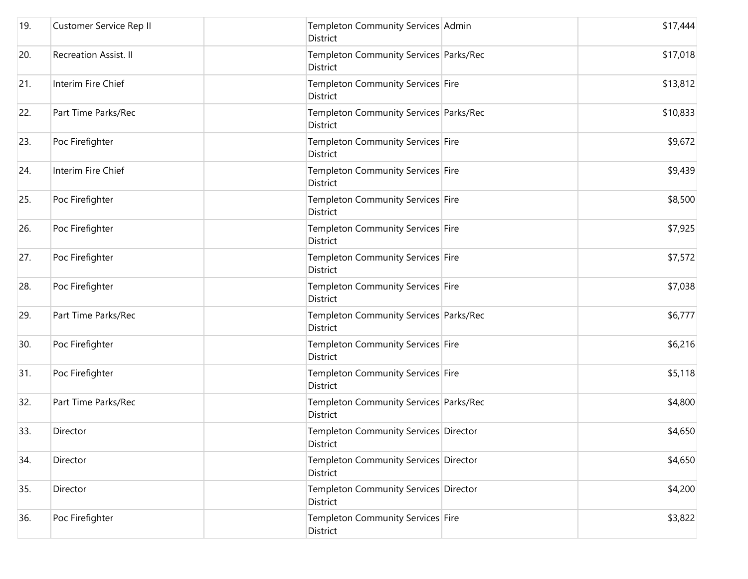| | | | | | |
|---|---|---|---|---|---|
| 19. | Customer Service Rep II | | Templeton Community Services District | Admin | $17,444 |
| 20. | Recreation Assist. II | | Templeton Community Services District | Parks/Rec | $17,018 |
| 21. | Interim Fire Chief | | Templeton Community Services District | Fire | $13,812 |
| 22. | Part Time Parks/Rec | | Templeton Community Services District | Parks/Rec | $10,833 |
| 23. | Poc Firefighter | | Templeton Community Services District | Fire | $9,672 |
| 24. | Interim Fire Chief | | Templeton Community Services District | Fire | $9,439 |
| 25. | Poc Firefighter | | Templeton Community Services District | Fire | $8,500 |
| 26. | Poc Firefighter | | Templeton Community Services District | Fire | $7,925 |
| 27. | Poc Firefighter | | Templeton Community Services District | Fire | $7,572 |
| 28. | Poc Firefighter | | Templeton Community Services District | Fire | $7,038 |
| 29. | Part Time Parks/Rec | | Templeton Community Services District | Parks/Rec | $6,777 |
| 30. | Poc Firefighter | | Templeton Community Services District | Fire | $6,216 |
| 31. | Poc Firefighter | | Templeton Community Services District | Fire | $5,118 |
| 32. | Part Time Parks/Rec | | Templeton Community Services District | Parks/Rec | $4,800 |
| 33. | Director | | Templeton Community Services District | Director | $4,650 |
| 34. | Director | | Templeton Community Services District | Director | $4,650 |
| 35. | Director | | Templeton Community Services District | Director | $4,200 |
| 36. | Poc Firefighter | | Templeton Community Services District | Fire | $3,822 |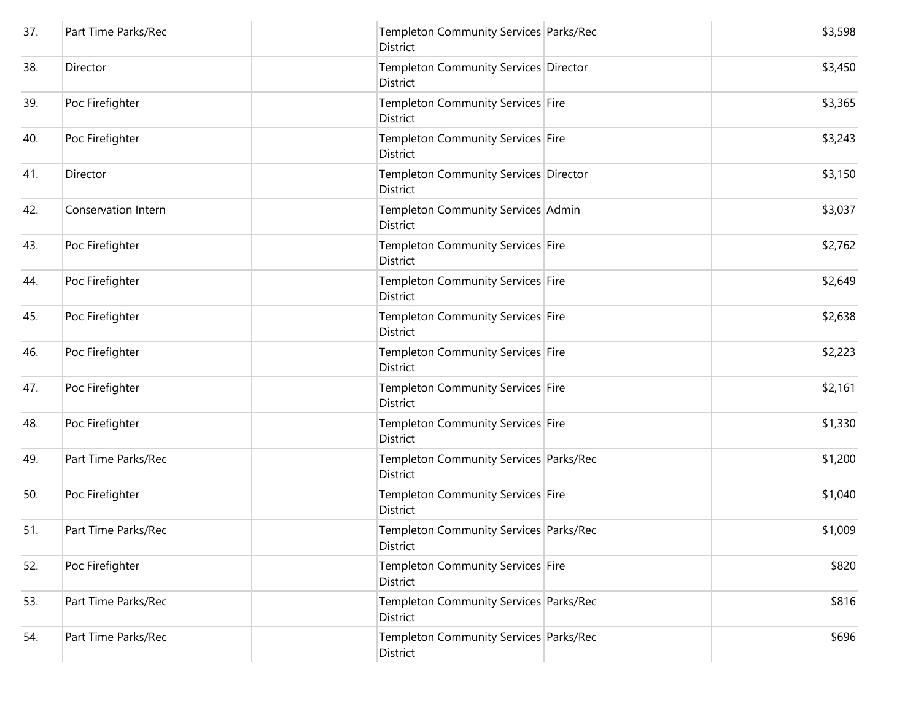| | | | | | |
|---|---|---|---|---|---|
| 37. | Part Time Parks/Rec | | Templeton Community Services District | Parks/Rec | $3,598 |
| 38. | Director | | Templeton Community Services District | Director | $3,450 |
| 39. | Poc Firefighter | | Templeton Community Services District | Fire | $3,365 |
| 40. | Poc Firefighter | | Templeton Community Services District | Fire | $3,243 |
| 41. | Director | | Templeton Community Services District | Director | $3,150 |
| 42. | Conservation Intern | | Templeton Community Services District | Admin | $3,037 |
| 43. | Poc Firefighter | | Templeton Community Services District | Fire | $2,762 |
| 44. | Poc Firefighter | | Templeton Community Services District | Fire | $2,649 |
| 45. | Poc Firefighter | | Templeton Community Services District | Fire | $2,638 |
| 46. | Poc Firefighter | | Templeton Community Services District | Fire | $2,223 |
| 47. | Poc Firefighter | | Templeton Community Services District | Fire | $2,161 |
| 48. | Poc Firefighter | | Templeton Community Services District | Fire | $1,330 |
| 49. | Part Time Parks/Rec | | Templeton Community Services District | Parks/Rec | $1,200 |
| 50. | Poc Firefighter | | Templeton Community Services District | Fire | $1,040 |
| 51. | Part Time Parks/Rec | | Templeton Community Services District | Parks/Rec | $1,009 |
| 52. | Poc Firefighter | | Templeton Community Services District | Fire | $820 |
| 53. | Part Time Parks/Rec | | Templeton Community Services District | Parks/Rec | $816 |
| 54. | Part Time Parks/Rec | | Templeton Community Services District | Parks/Rec | $696 |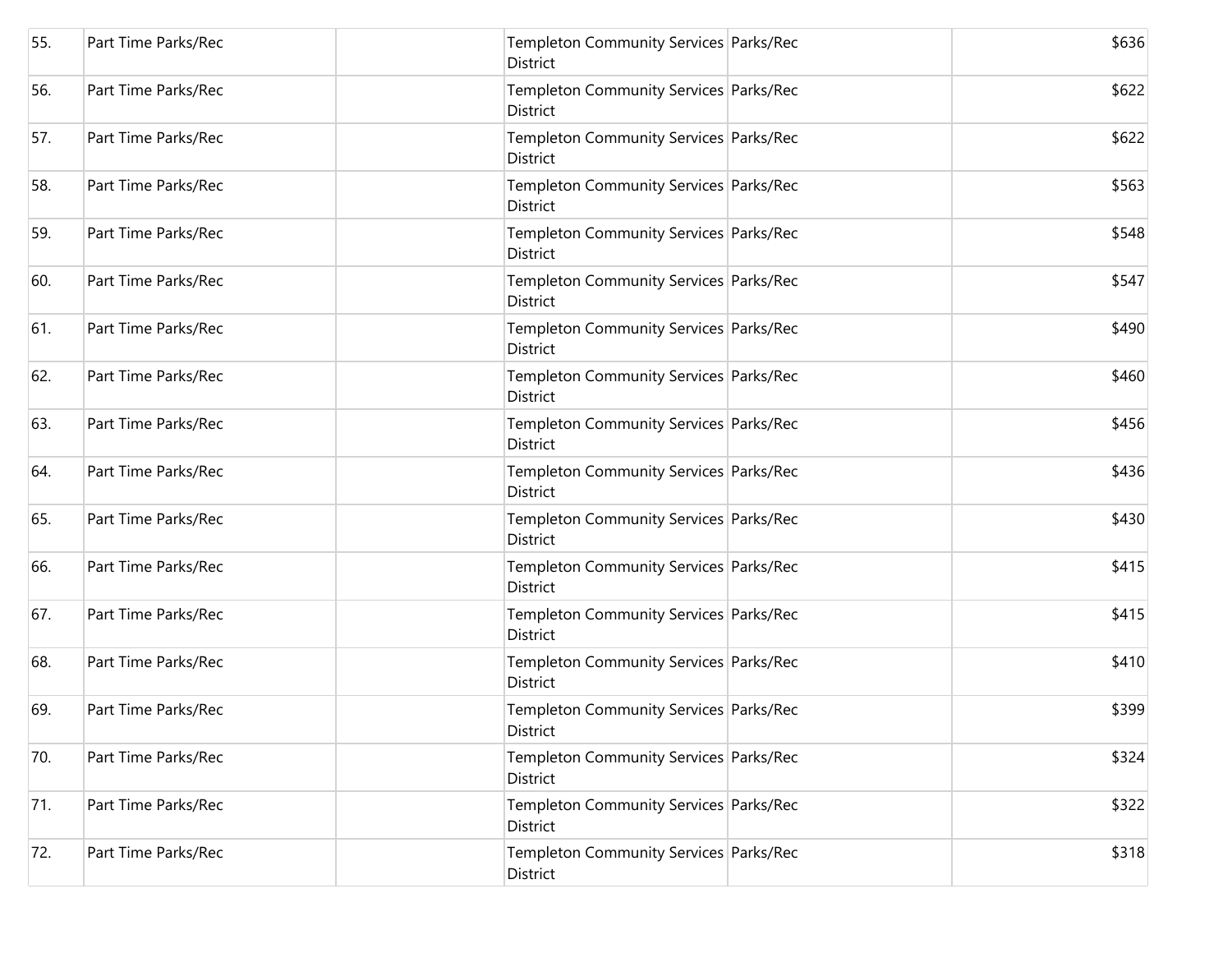| | | | | | |
|---|---|---|---|---|---|
| 55. | Part Time Parks/Rec | | Templeton Community Services District | Parks/Rec | $636 |
| 56. | Part Time Parks/Rec | | Templeton Community Services District | Parks/Rec | $622 |
| 57. | Part Time Parks/Rec | | Templeton Community Services District | Parks/Rec | $622 |
| 58. | Part Time Parks/Rec | | Templeton Community Services District | Parks/Rec | $563 |
| 59. | Part Time Parks/Rec | | Templeton Community Services District | Parks/Rec | $548 |
| 60. | Part Time Parks/Rec | | Templeton Community Services District | Parks/Rec | $547 |
| 61. | Part Time Parks/Rec | | Templeton Community Services District | Parks/Rec | $490 |
| 62. | Part Time Parks/Rec | | Templeton Community Services District | Parks/Rec | $460 |
| 63. | Part Time Parks/Rec | | Templeton Community Services District | Parks/Rec | $456 |
| 64. | Part Time Parks/Rec | | Templeton Community Services District | Parks/Rec | $436 |
| 65. | Part Time Parks/Rec | | Templeton Community Services District | Parks/Rec | $430 |
| 66. | Part Time Parks/Rec | | Templeton Community Services District | Parks/Rec | $415 |
| 67. | Part Time Parks/Rec | | Templeton Community Services District | Parks/Rec | $415 |
| 68. | Part Time Parks/Rec | | Templeton Community Services District | Parks/Rec | $410 |
| 69. | Part Time Parks/Rec | | Templeton Community Services District | Parks/Rec | $399 |
| 70. | Part Time Parks/Rec | | Templeton Community Services District | Parks/Rec | $324 |
| 71. | Part Time Parks/Rec | | Templeton Community Services District | Parks/Rec | $322 |
| 72. | Part Time Parks/Rec | | Templeton Community Services District | Parks/Rec | $318 |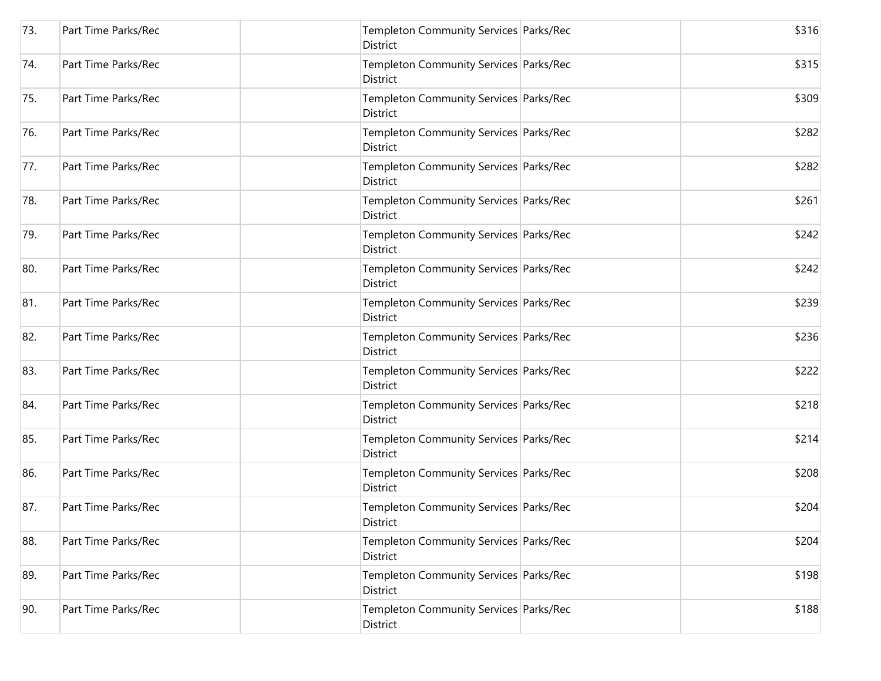| | | | | | |
|---|---|---|---|---|---|
| 73. | Part Time Parks/Rec | | Templeton Community Services District | Parks/Rec | $316 |
| 74. | Part Time Parks/Rec | | Templeton Community Services District | Parks/Rec | $315 |
| 75. | Part Time Parks/Rec | | Templeton Community Services District | Parks/Rec | $309 |
| 76. | Part Time Parks/Rec | | Templeton Community Services District | Parks/Rec | $282 |
| 77. | Part Time Parks/Rec | | Templeton Community Services District | Parks/Rec | $282 |
| 78. | Part Time Parks/Rec | | Templeton Community Services District | Parks/Rec | $261 |
| 79. | Part Time Parks/Rec | | Templeton Community Services District | Parks/Rec | $242 |
| 80. | Part Time Parks/Rec | | Templeton Community Services District | Parks/Rec | $242 |
| 81. | Part Time Parks/Rec | | Templeton Community Services District | Parks/Rec | $239 |
| 82. | Part Time Parks/Rec | | Templeton Community Services District | Parks/Rec | $236 |
| 83. | Part Time Parks/Rec | | Templeton Community Services District | Parks/Rec | $222 |
| 84. | Part Time Parks/Rec | | Templeton Community Services District | Parks/Rec | $218 |
| 85. | Part Time Parks/Rec | | Templeton Community Services District | Parks/Rec | $214 |
| 86. | Part Time Parks/Rec | | Templeton Community Services District | Parks/Rec | $208 |
| 87. | Part Time Parks/Rec | | Templeton Community Services District | Parks/Rec | $204 |
| 88. | Part Time Parks/Rec | | Templeton Community Services District | Parks/Rec | $204 |
| 89. | Part Time Parks/Rec | | Templeton Community Services District | Parks/Rec | $198 |
| 90. | Part Time Parks/Rec | | Templeton Community Services District | Parks/Rec | $188 |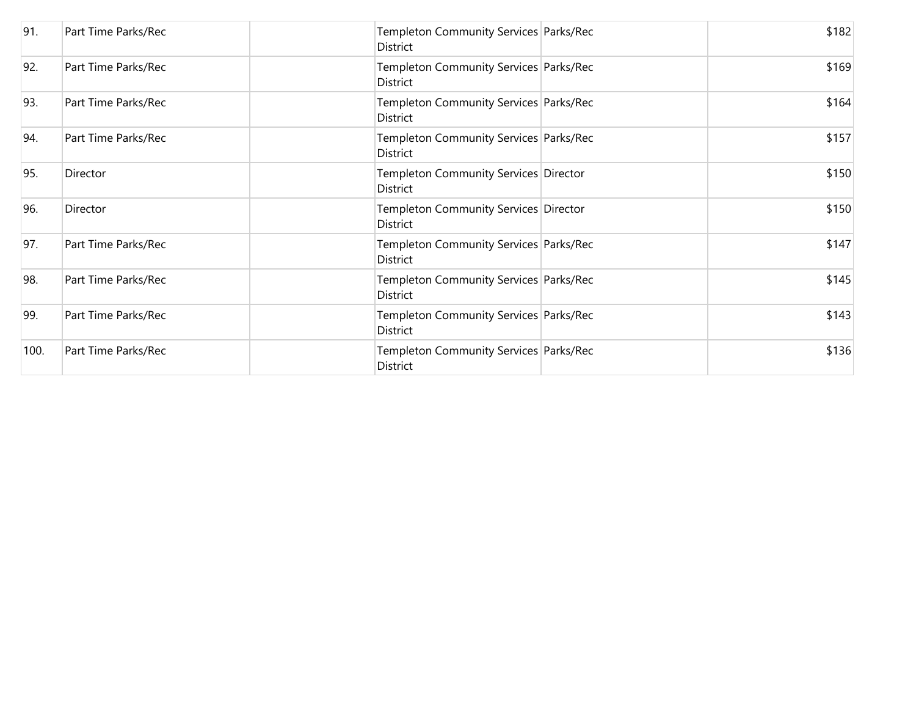| | | | | | |
|---|---|---|---|---|---|
| 91. | Part Time Parks/Rec | | Templeton Community Services District | Parks/Rec | $182 |
| 92. | Part Time Parks/Rec | | Templeton Community Services District | Parks/Rec | $169 |
| 93. | Part Time Parks/Rec | | Templeton Community Services District | Parks/Rec | $164 |
| 94. | Part Time Parks/Rec | | Templeton Community Services District | Parks/Rec | $157 |
| 95. | Director | | Templeton Community Services District | Director | $150 |
| 96. | Director | | Templeton Community Services District | Director | $150 |
| 97. | Part Time Parks/Rec | | Templeton Community Services District | Parks/Rec | $147 |
| 98. | Part Time Parks/Rec | | Templeton Community Services District | Parks/Rec | $145 |
| 99. | Part Time Parks/Rec | | Templeton Community Services District | Parks/Rec | $143 |
| 100. | Part Time Parks/Rec | | Templeton Community Services District | Parks/Rec | $136 |